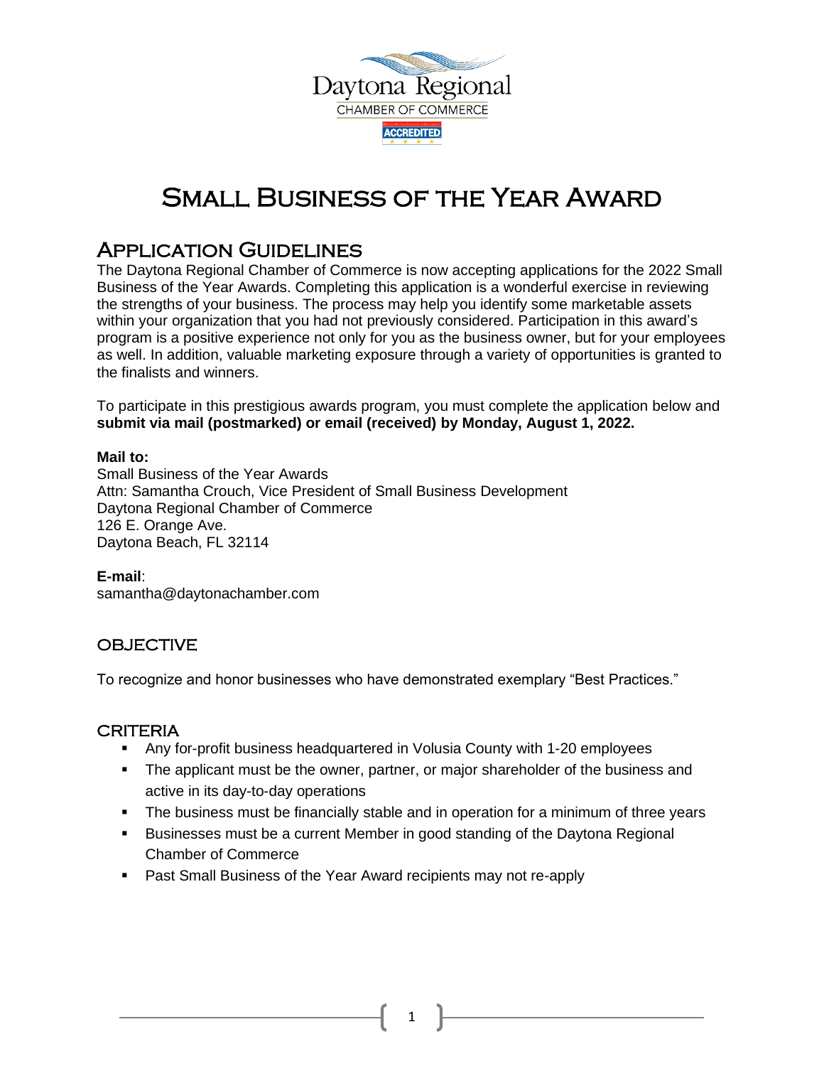Daytona Regional

CHAMBER OF COMMERCE

ACCREDITED

# Small Business of the Year Award

## Application Guidelines

The Daytona Regional Chamber of Commerce is now accepting applications for the 2022 Small Business of the Year Awards. Completing this application is a wonderful exercise in reviewing the strengths of your business. The process may help you identify some marketable assets within your organization that you had not previously considered. Participation in this award's program is a positive experience not only for you as the business owner, but for your employees as well. In addition, valuable marketing exposure through a variety of opportunities is granted to the finalists and winners.

To participate in this prestigious awards program, you must complete the application below and **submit via mail (postmarked) or email (received) by Monday, August 1, 2022.**

**Mail to:**
Small Business of the Year Awards
Attn: Samantha Crouch, Vice President of Small Business Development
Daytona Regional Chamber of Commerce
126 E. Orange Ave.
Daytona Beach, FL 32114

**E-mail**:
samantha@daytonachamber.com

### OBJECTIVE

To recognize and honor businesses who have demonstrated exemplary "Best Practices."

### CRITERIA

- Any for-profit business headquartered in Volusia County with 1-20 employees
- The applicant must be the owner, partner, or major shareholder of the business and active in its day-to-day operations
- The business must be financially stable and in operation for a minimum of three years
- Businesses must be a current Member in good standing of the Daytona Regional Chamber of Commerce
- Past Small Business of the Year Award recipients may not re-apply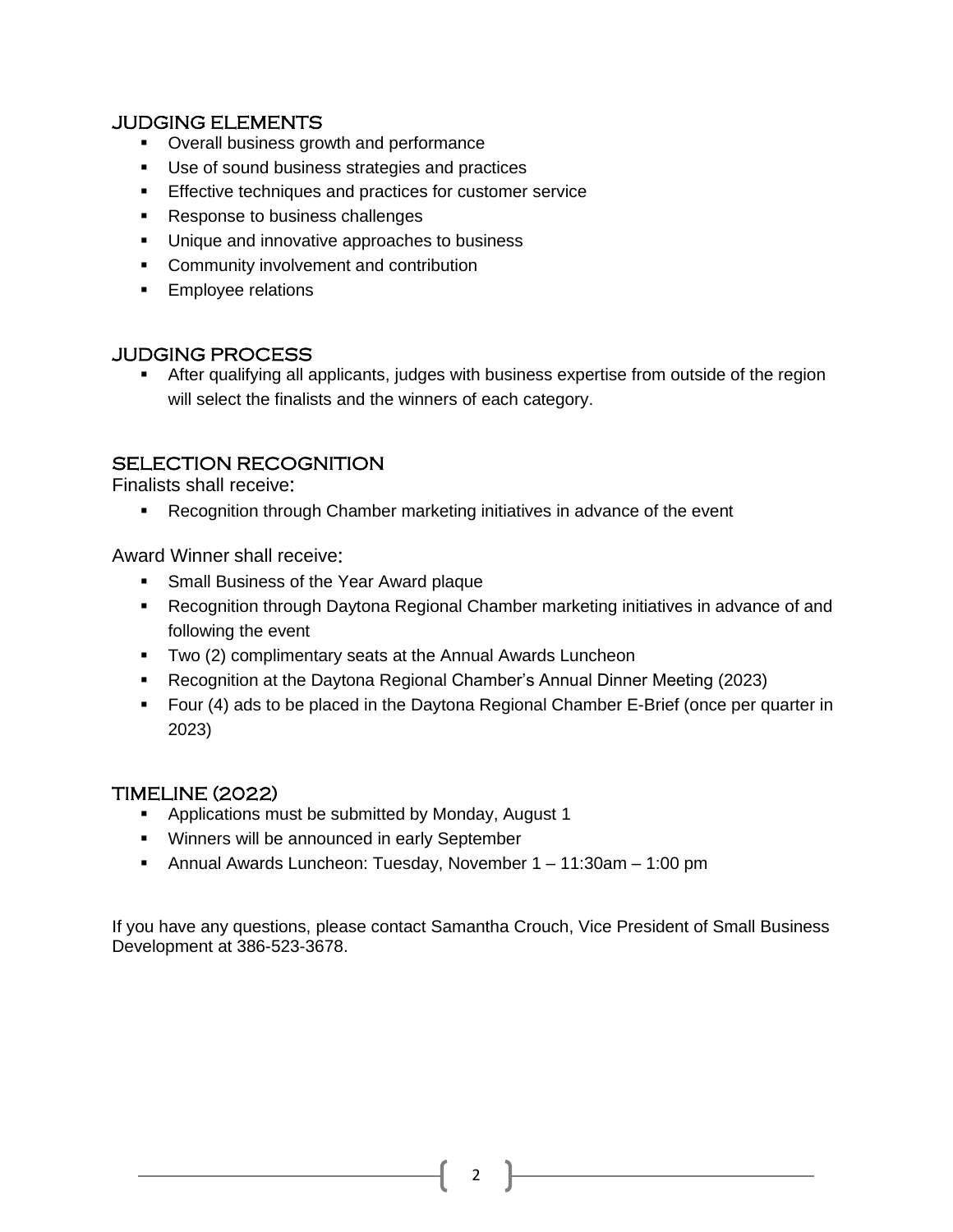## JUDGING ELEMENTS

- Overall business growth and performance
- Use of sound business strategies and practices
- Effective techniques and practices for customer service
- Response to business challenges
- Unique and innovative approaches to business
- Community involvement and contribution
- Employee relations

## JUDGING PROCESS

- After qualifying all applicants, judges with business expertise from outside of the region will select the finalists and the winners of each category.

## SELECTION RECOGNITION

Finalists shall receive:

- Recognition through Chamber marketing initiatives in advance of the event

Award Winner shall receive:

- Small Business of the Year Award plaque
- Recognition through Daytona Regional Chamber marketing initiatives in advance of and following the event
- Two (2) complimentary seats at the Annual Awards Luncheon
- Recognition at the Daytona Regional Chamber's Annual Dinner Meeting (2023)
- Four (4) ads to be placed in the Daytona Regional Chamber E-Brief (once per quarter in 2023)

## TIMELINE (2022)

- Applications must be submitted by Monday, August 1
- Winners will be announced in early September
- Annual Awards Luncheon: Tuesday, November 1 – 11:30am – 1:00 pm

If you have any questions, please contact Samantha Crouch, Vice President of Small Business Development at 386-523-3678.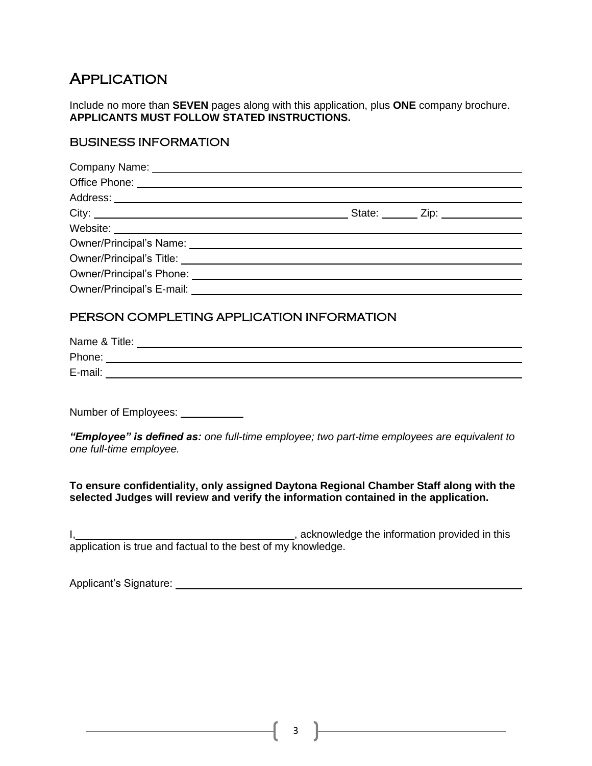# Application

Include no more than **SEVEN** pages along with this application, plus **ONE** company brochure. **APPLICANTS MUST FOLLOW STATED INSTRUCTIONS.**

## Business Information

Company Name: ______________________________

Office Phone: ______________________________

Address: ______________________________

City: ______________________ State: ______ Zip: ______________

Website: ______________________________

Owner/Principal's Name: ______________________________

Owner/Principal's Title: ______________________________

Owner/Principal's Phone: ______________________________

Owner/Principal's E-mail: ______________________________

## Person Completing Application Information

Name & Title: ______________________________

Phone: ______________________________

E-mail: ______________________________

Number of Employees: ___________

***"Employee" is defined as:*** *one full-time employee; two part-time employees are equivalent to one full-time employee.*

**To ensure confidentiality, only assigned Daytona Regional Chamber Staff along with the selected Judges will review and verify the information contained in the application.**

I,_____________________________________, acknowledge the information provided in this application is true and factual to the best of my knowledge.

Applicant's Signature: ______________________________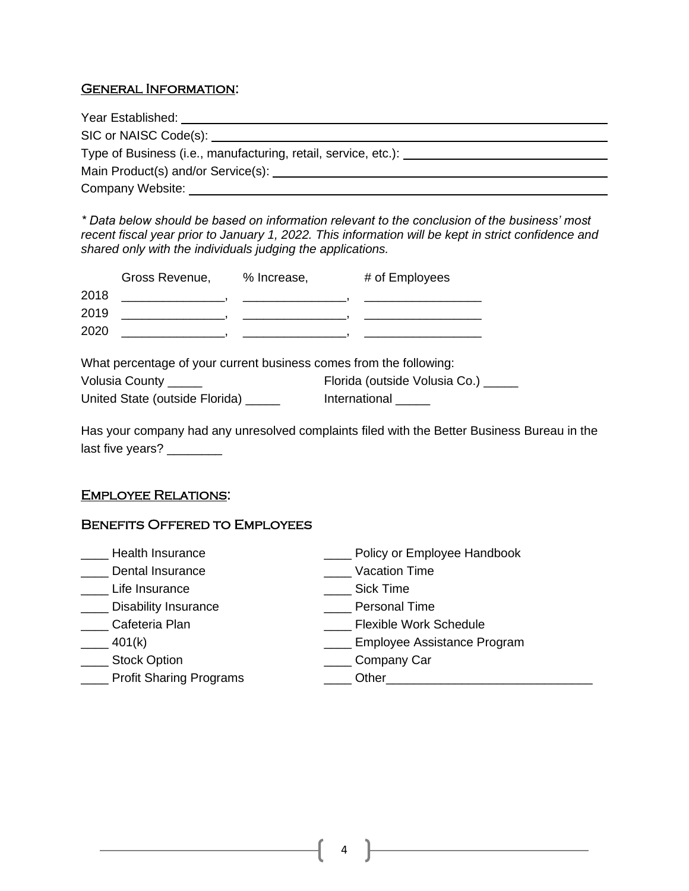## General Information:

Year Established: ______________________________

SIC or NAISC Code(s): ______________________________

Type of Business (i.e., manufacturing, retail, service, etc.): ______________________________

Main Product(s) and/or Service(s): ______________________________

Company Website: ______________________________

*\* Data below should be based on information relevant to the conclusion of the business' most recent fiscal year prior to January 1, 2022. This information will be kept in strict confidence and shared only with the individuals judging the applications.*

| | Gross Revenue, | % Increase, | # of Employees |
|---|---|---|---|
| 2018 | _______________, | _______________, | _________________ |
| 2019 | _______________, | _______________, | _________________ |
| 2020 | _______________, | _______________, | _________________ |

What percentage of your current business comes from the following:

Volusia County _____

Florida (outside Volusia Co.) _____

United State (outside Florida) _____

International _____

Has your company had any unresolved complaints filed with the Better Business Bureau in the last five years? ________

## Employee Relations:

### Benefits Offered to Employees

____ Health Insurance

____ Dental Insurance

____ Life Insurance

____ Disability Insurance

____ Cafeteria Plan

____ 401(k)

____ Stock Option

____ Profit Sharing Programs

____ Policy or Employee Handbook

____ Vacation Time

____ Sick Time

____ Personal Time

____ Flexible Work Schedule

____ Employee Assistance Program

____ Company Car

____ Other______________________________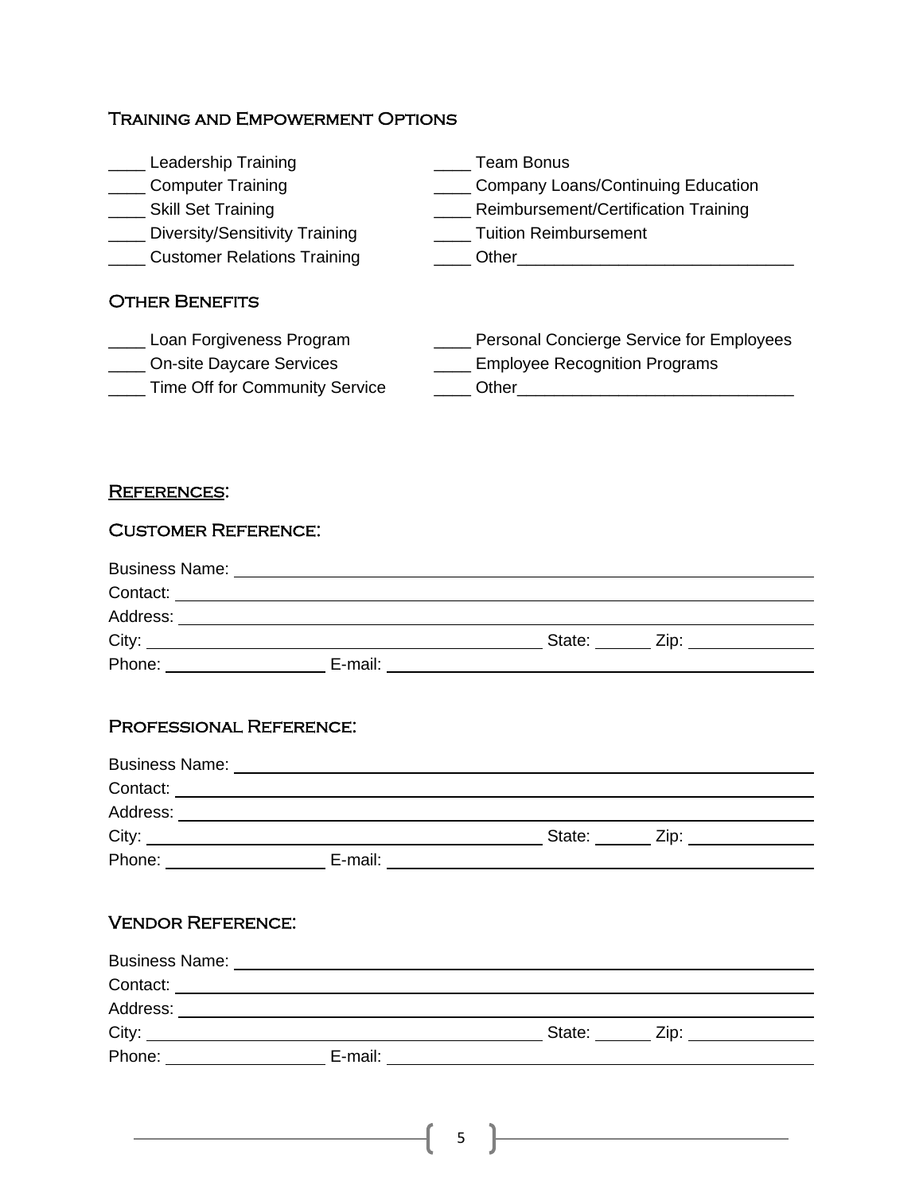## Training and Empowerment Options

____ Leadership Training
____ Computer Training
____ Skill Set Training
____ Diversity/Sensitivity Training
____ Customer Relations Training
____ Team Bonus
____ Company Loans/Continuing Education
____ Reimbursement/Certification Training
____ Tuition Reimbursement
____ Other______________________________

## Other Benefits

____ Loan Forgiveness Program
____ On-site Daycare Services
____ Time Off for Community Service
____ Personal Concierge Service for Employees
____ Employee Recognition Programs
____ Other______________________________

## References:

### Customer Reference:

Business Name: ________________________________________________
Contact: ________________________________________________
Address: ________________________________________________
City: ______________________________ State: ______ Zip: ______________
Phone: ________________ E-mail: ________________________________

### Professional Reference:

Business Name: ________________________________________________
Contact: ________________________________________________
Address: ________________________________________________
City: ______________________________ State: ______ Zip: ______________
Phone: ________________ E-mail: ________________________________

### Vendor Reference:

Business Name: ________________________________________________
Contact: ________________________________________________
Address: ________________________________________________
City: ______________________________ State: ______ Zip: ______________
Phone: ________________ E-mail: ________________________________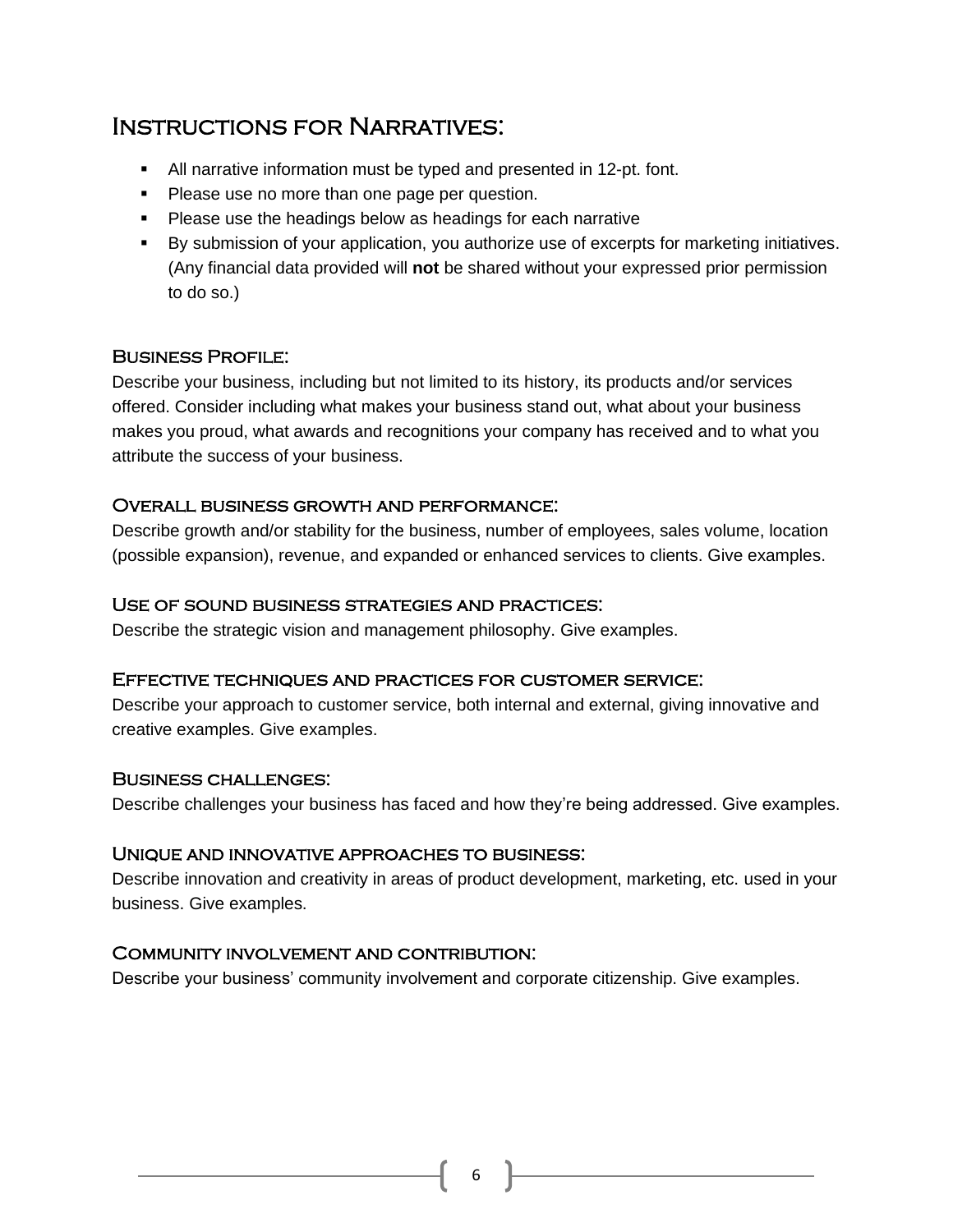# Instructions for Narratives:

- All narrative information must be typed and presented in 12-pt. font.
- Please use no more than one page per question.
- Please use the headings below as headings for each narrative
- By submission of your application, you authorize use of excerpts for marketing initiatives. (Any financial data provided will **not** be shared without your expressed prior permission to do so.)

## Business Profile:

Describe your business, including but not limited to its history, its products and/or services offered. Consider including what makes your business stand out, what about your business makes you proud, what awards and recognitions your company has received and to what you attribute the success of your business.

## Overall business growth and performance:

Describe growth and/or stability for the business, number of employees, sales volume, location (possible expansion), revenue, and expanded or enhanced services to clients. Give examples.

## Use of sound business strategies and practices:

Describe the strategic vision and management philosophy. Give examples.

## Effective techniques and practices for customer service:

Describe your approach to customer service, both internal and external, giving innovative and creative examples. Give examples.

## Business challenges:

Describe challenges your business has faced and how they're being addressed. Give examples.

## Unique and innovative approaches to business:

Describe innovation and creativity in areas of product development, marketing, etc. used in your business. Give examples.

## Community involvement and contribution:

Describe your business' community involvement and corporate citizenship. Give examples.